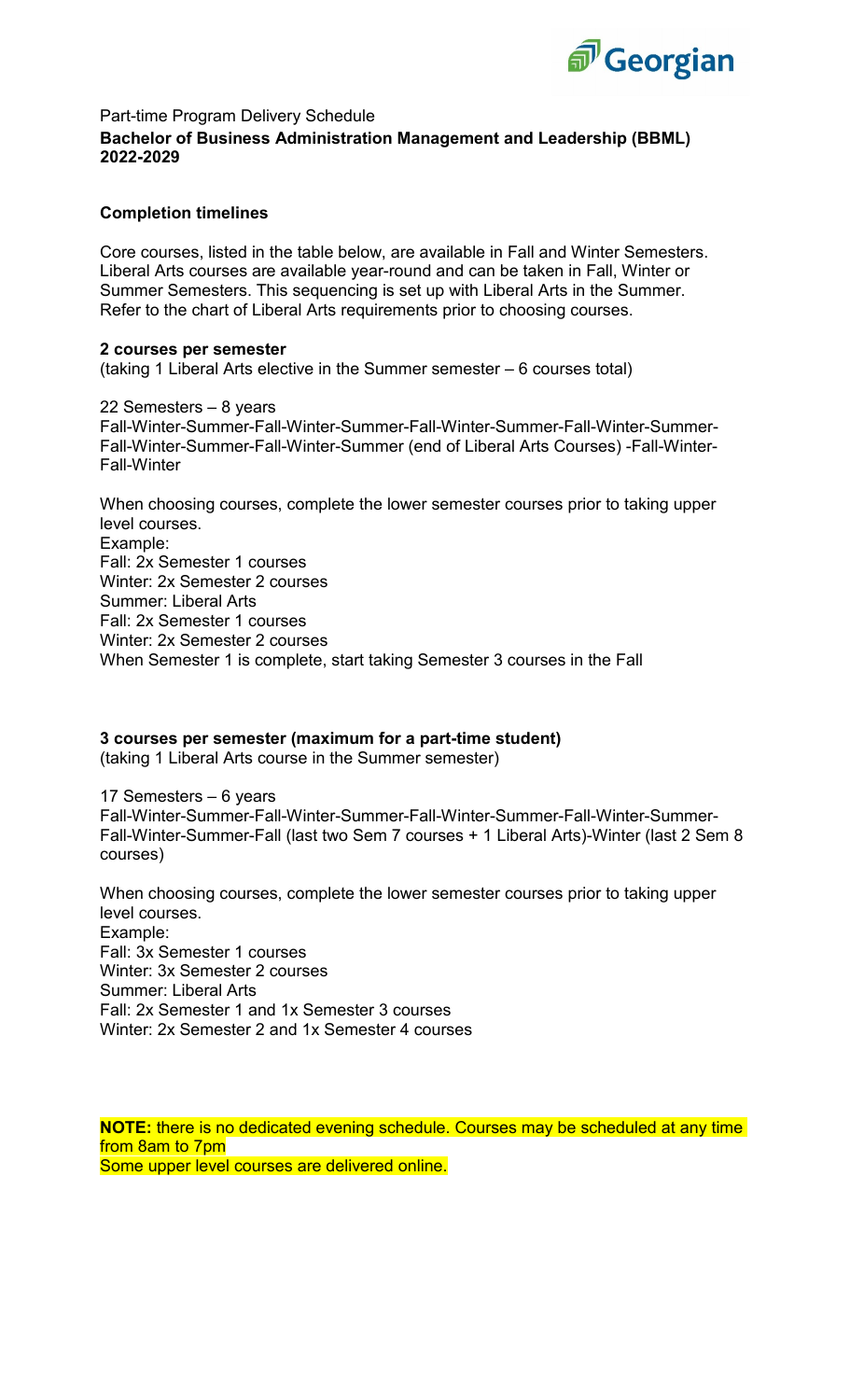Part-time Program Delivery Schedule

**Bachelor of Business Administration Management and Leadership (BBML) 2022-2029**

**Completion timelines**

Core courses, listed in the table below, are available in Fall and Winter Semesters. Liberal Arts courses are available year-round and can be taken in Fall, Winter or Summer Semesters. This sequencing is set up with Liberal Arts in the Summer. Refer to the chart of Liberal Arts requirements prior to choosing courses.

**2 courses per semester**

(taking 1 Liberal Arts elective in the Summer semester – 6 courses total)

22 Semesters – 8 years

Fall-Winter-Summer-Fall-Winter-Summer-Fall-Winter-Summer-Fall-Winter-Summer-Fall-Winter-Summer-Fall-Winter-Summer (end of Liberal Arts Courses) -Fall-Winter-Fall-Winter

When choosing courses, complete the lower semester courses prior to taking upper level courses.

Example:

Fall: 2x Semester 1 courses

Winter: 2x Semester 2 courses

Summer: Liberal Arts

Fall: 2x Semester 1 courses

Winter: 2x Semester 2 courses

When Semester 1 is complete, start taking Semester 3 courses in the Fall

**3 courses per semester (maximum for a part-time student)**

(taking 1 Liberal Arts course in the Summer semester)

17 Semesters – 6 years

Fall-Winter-Summer-Fall-Winter-Summer-Fall-Winter-Summer-Fall-Winter-Summer-Fall-Winter-Summer-Fall (last two Sem 7 courses + 1 Liberal Arts)-Winter (last 2 Sem 8 courses)

When choosing courses, complete the lower semester courses prior to taking upper level courses.

Example:

Fall: 3x Semester 1 courses

Winter: 3x Semester 2 courses

Summer: Liberal Arts

Fall: 2x Semester 1 and 1x Semester 3 courses

Winter: 2x Semester 2 and 1x Semester 4 courses

**NOTE:** there is no dedicated evening schedule. Courses may be scheduled at any time from 8am to 7pm

Some upper level courses are delivered online.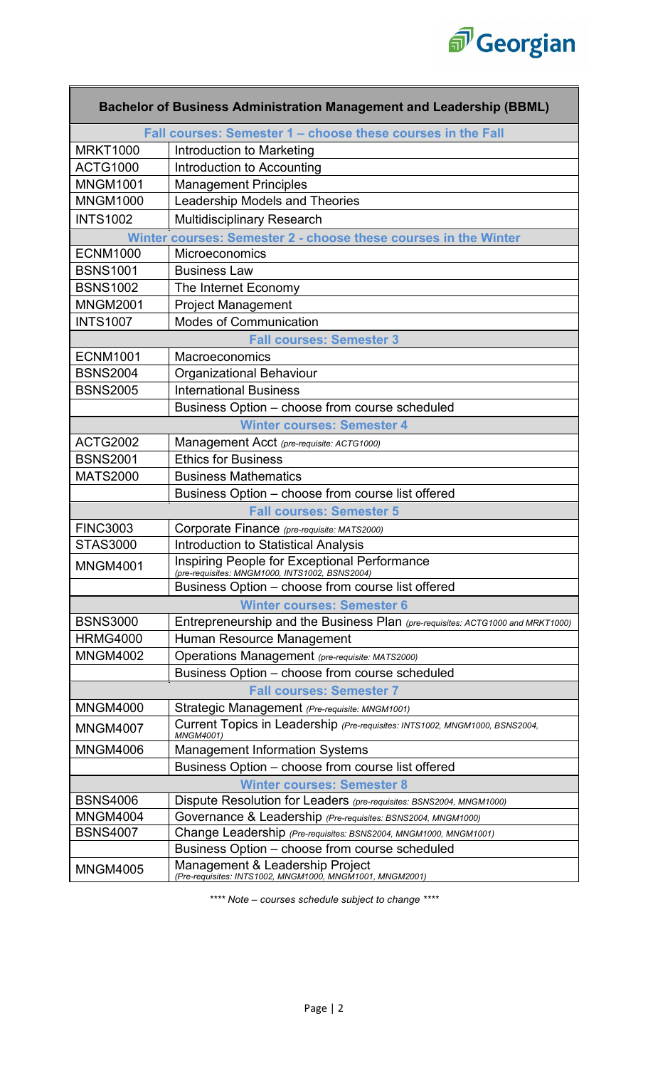| Bachelor of Business Administration Management and Leadership (BBML) | |
|---|---|
| **Fall courses: Semester 1 – choose these courses in the Fall** | |
| MRKT1000 | Introduction to Marketing |
| ACTG1000 | Introduction to Accounting |
| MNGM1001 | Management Principles |
| MNGM1000 | Leadership Models and Theories |
| INTS1002 | Multidisciplinary Research |
| **Winter courses: Semester 2 - choose these courses in the Winter** | |
| ECNM1000 | Microeconomics |
| BSNS1001 | Business Law |
| BSNS1002 | The Internet Economy |
| MNGM2001 | Project Management |
| INTS1007 | Modes of Communication |
| **Fall courses: Semester 3** | |
| ECNM1001 | Macroeconomics |
| BSNS2004 | Organizational Behaviour |
| BSNS2005 | International Business |
| | Business Option – choose from course scheduled |
| **Winter courses: Semester 4** | |
| ACTG2002 | Management Acct *(pre-requisite: ACTG1000)* |
| BSNS2001 | Ethics for Business |
| MATS2000 | Business Mathematics |
| | Business Option – choose from course list offered |
| **Fall courses: Semester 5** | |
| FINC3003 | Corporate Finance *(pre-requisite: MATS2000)* |
| STAS3000 | Introduction to Statistical Analysis |
| MNGM4001 | Inspiring People for Exceptional Performance *(pre-requisites: MNGM1000, INTS1002, BSNS2004)* |
| | Business Option – choose from course list offered |
| **Winter courses: Semester 6** | |
| BSNS3000 | Entrepreneurship and the Business Plan *(pre-requisites: ACTG1000 and MRKT1000)* |
| HRMG4000 | Human Resource Management |
| MNGM4002 | Operations Management *(pre-requisite: MATS2000)* |
| | Business Option – choose from course scheduled |
| **Fall courses: Semester 7** | |
| MNGM4000 | Strategic Management *(Pre-requisite: MNGM1001)* |
| MNGM4007 | Current Topics in Leadership *(Pre-requisites: INTS1002, MNGM1000, BSNS2004, MNGM4001)* |
| MNGM4006 | Management Information Systems |
| | Business Option – choose from course list offered |
| **Winter courses: Semester 8** | |
| BSNS4006 | Dispute Resolution for Leaders *(pre-requisites: BSNS2004, MNGM1000)* |
| MNGM4004 | Governance & Leadership *(Pre-requisites: BSNS2004, MNGM1000)* |
| BSNS4007 | Change Leadership *(Pre-requisites: BSNS2004, MNGM1000, MNGM1001)* |
| | Business Option – choose from course scheduled |
| MNGM4005 | Management & Leadership Project *(Pre-requisites: INTS1002, MNGM1000, MNGM1001, MNGM2001)* |

*\*\*\*\* Note – courses schedule subject to change \*\*\*\**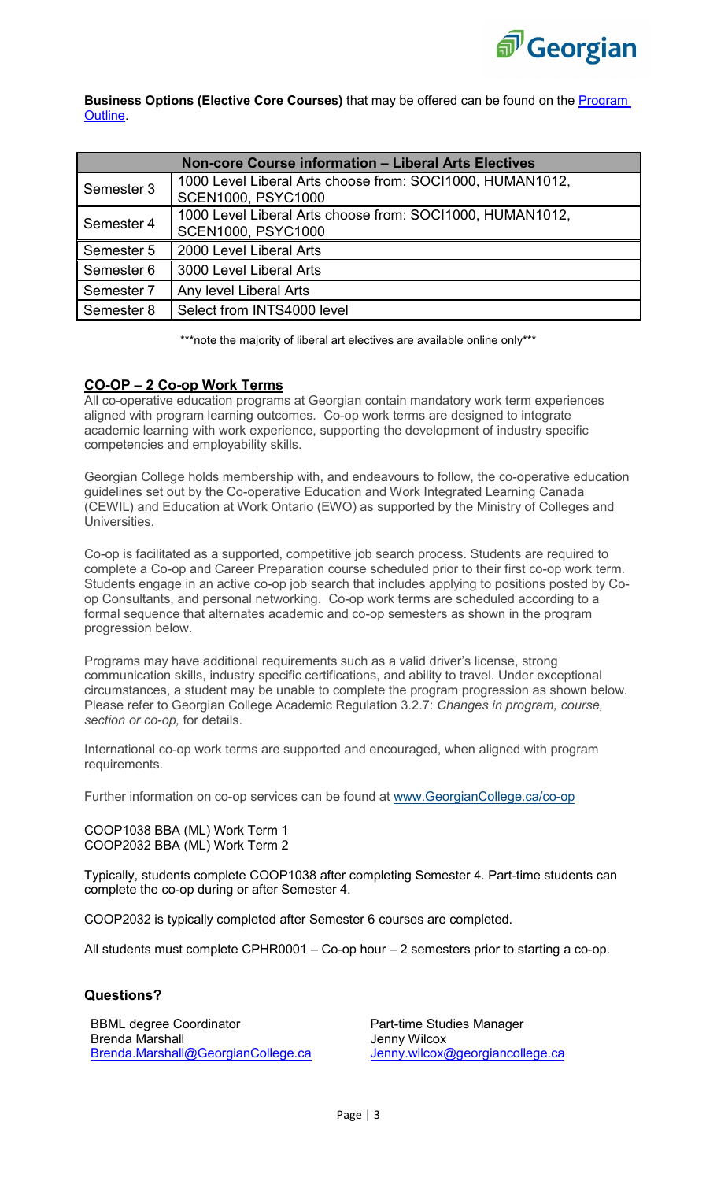**Business Options (Elective Core Courses)** that may be offered can be found on the [Program Outline](#).

| Non-core Course information – Liberal Arts Electives | |
|---|---|
| Semester 3 | 1000 Level Liberal Arts choose from: SOCI1000, HUMAN1012, SCEN1000, PSYC1000 |
| Semester 4 | 1000 Level Liberal Arts choose from: SOCI1000, HUMAN1012, SCEN1000, PSYC1000 |
| Semester 5 | 2000 Level Liberal Arts |
| Semester 6 | 3000 Level Liberal Arts |
| Semester 7 | Any level Liberal Arts |
| Semester 8 | Select from INTS4000 level |

***note the majority of liberal art electives are available online only***

## CO-OP – 2 Co-op Work Terms

All co-operative education programs at Georgian contain mandatory work term experiences aligned with program learning outcomes. Co-op work terms are designed to integrate academic learning with work experience, supporting the development of industry specific competencies and employability skills.

Georgian College holds membership with, and endeavours to follow, the co-operative education guidelines set out by the Co-operative Education and Work Integrated Learning Canada (CEWIL) and Education at Work Ontario (EWO) as supported by the Ministry of Colleges and Universities.

Co-op is facilitated as a supported, competitive job search process. Students are required to complete a Co-op and Career Preparation course scheduled prior to their first co-op work term. Students engage in an active co-op job search that includes applying to positions posted by Co-op Consultants, and personal networking. Co-op work terms are scheduled according to a formal sequence that alternates academic and co-op semesters as shown in the program progression below.

Programs may have additional requirements such as a valid driver's license, strong communication skills, industry specific certifications, and ability to travel. Under exceptional circumstances, a student may be unable to complete the program progression as shown below. Please refer to Georgian College Academic Regulation 3.2.7: *Changes in program, course, section or co-op,* for details.

International co-op work terms are supported and encouraged, when aligned with program requirements.

Further information on co-op services can be found at [www.GeorgianCollege.ca/co-op](www.GeorgianCollege.ca/co-op)

COOP1038 BBA (ML) Work Term 1
COOP2032 BBA (ML) Work Term 2

Typically, students complete COOP1038 after completing Semester 4. Part-time students can complete the co-op during or after Semester 4.

COOP2032 is typically completed after Semester 6 courses are completed.

All students must complete CPHR0001 – Co-op hour – 2 semesters prior to starting a co-op.

### Questions?

BBML degree Coordinator
Brenda Marshall
[Brenda.Marshall@GeorgianCollege.ca](mailto:Brenda.Marshall@GeorgianCollege.ca)

Part-time Studies Manager
Jenny Wilcox
[Jenny.wilcox@georgiancollege.ca](mailto:Jenny.wilcox@georgiancollege.ca)